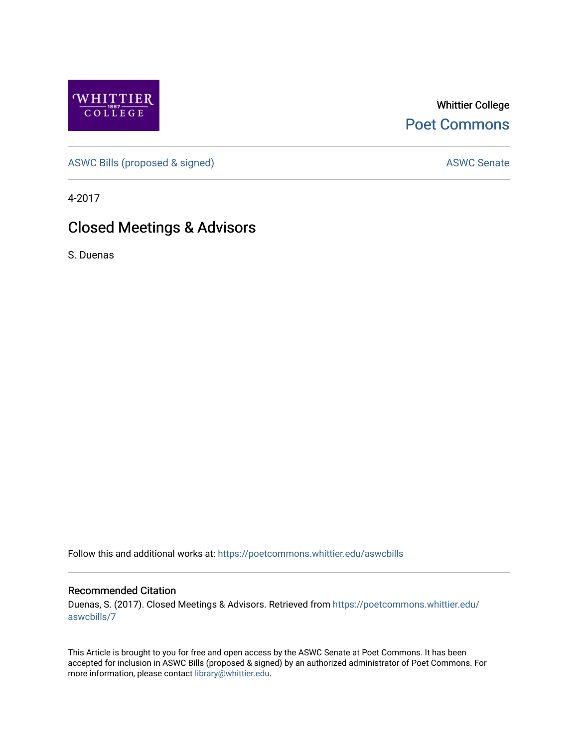Whittier College

Poet Commons

ASWC Bills (proposed & signed)

ASWC Senate

4-2017

# Closed Meetings & Advisors

S. Duenas

Follow this and additional works at: https://poetcommons.whittier.edu/aswcbills

## Recommended Citation

Duenas, S. (2017). Closed Meetings & Advisors. Retrieved from https://poetcommons.whittier.edu/aswcbills/7

This Article is brought to you for free and open access by the ASWC Senate at Poet Commons. It has been accepted for inclusion in ASWC Bills (proposed & signed) by an authorized administrator of Poet Commons. For more information, please contact library@whittier.edu.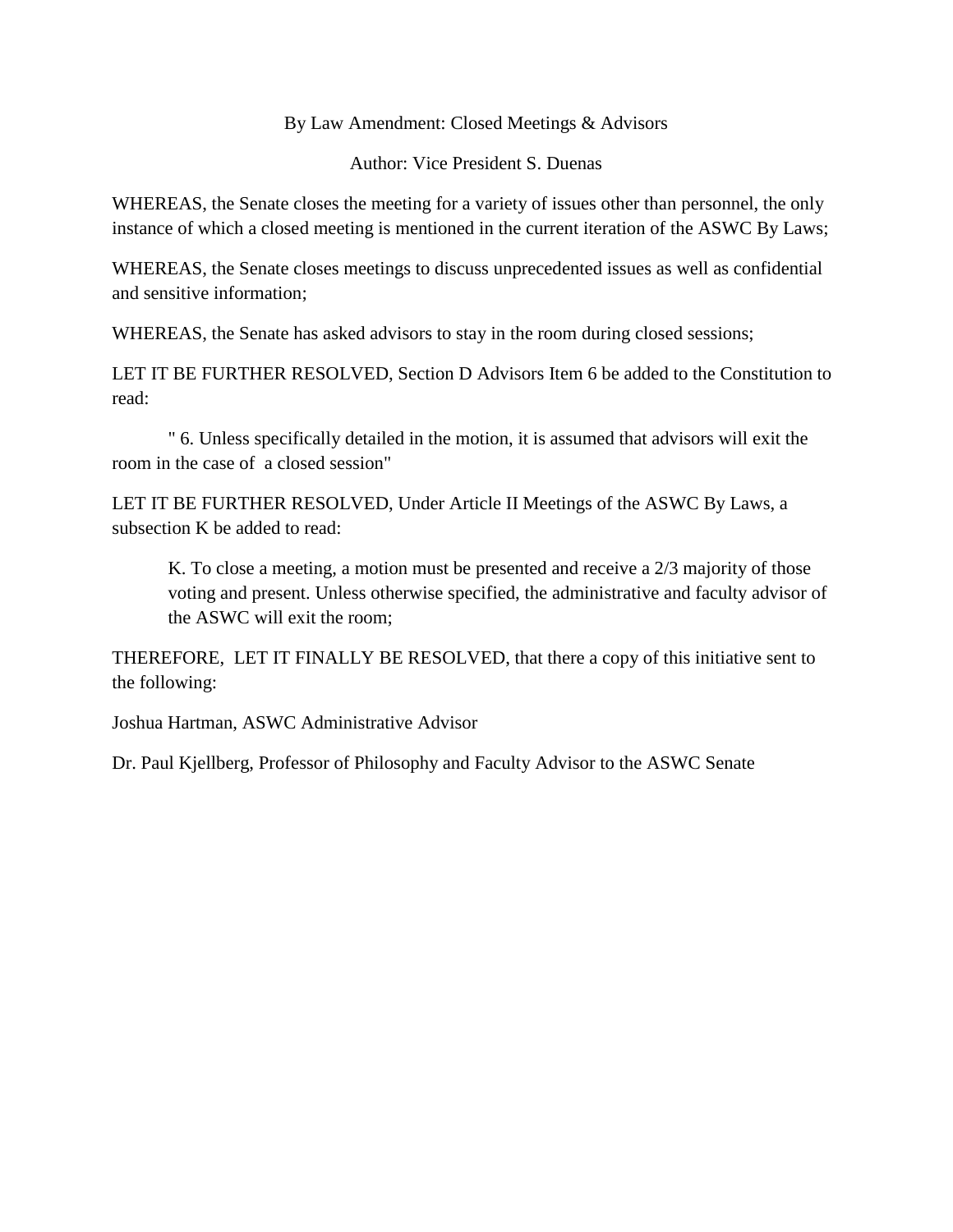By Law Amendment: Closed Meetings & Advisors

Author: Vice President S. Duenas

WHEREAS, the Senate closes the meeting for a variety of issues other than personnel, the only instance of which a closed meeting is mentioned in the current iteration of the ASWC By Laws;

WHEREAS, the Senate closes meetings to discuss unprecedented issues as well as confidential and sensitive information;

WHEREAS, the Senate has asked advisors to stay in the room during closed sessions;

LET IT BE FURTHER RESOLVED, Section D Advisors Item 6 be added to the Constitution to read:

" 6. Unless specifically detailed in the motion, it is assumed that advisors will exit the room in the case of a closed session"

LET IT BE FURTHER RESOLVED, Under Article II Meetings of the ASWC By Laws, a subsection K be added to read:

> K. To close a meeting, a motion must be presented and receive a 2/3 majority of those voting and present. Unless otherwise specified, the administrative and faculty advisor of the ASWC will exit the room;

THEREFORE, LET IT FINALLY BE RESOLVED, that there a copy of this initiative sent to the following:

Joshua Hartman, ASWC Administrative Advisor

Dr. Paul Kjellberg, Professor of Philosophy and Faculty Advisor to the ASWC Senate